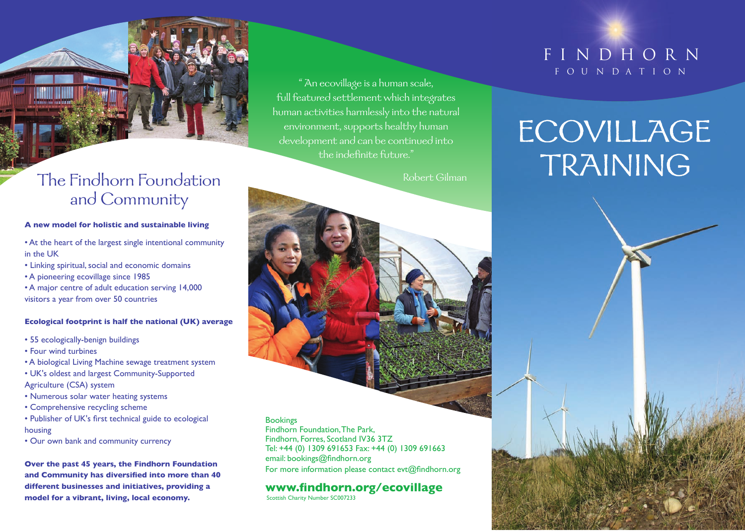# FINDHORN FOUNDATION

# ECOVILLAGE TRAINING

## The Findhorn Foundation and Community

**A new model for holistic and sustainable living**

- At the heart of the largest single intentional community in the UK
- Linking spiritual, social and economic domains
- A pioneering ecovillage since 1985
- A major centre of adult education serving 14,000 visitors a year from over 50 countries

**Ecological footprint is half the national (UK) average**

- 55 ecologically-benign buildings
- Four wind turbines
- A biological Living Machine sewage treatment system
- UK's oldest and largest Community-Supported Agriculture (CSA) system
- Numerous solar water heating systems
- Comprehensive recycling scheme
- Publisher of UK's first technical guide to ecological housing
- Our own bank and community currency

**Over the past 45 years, the Findhorn Foundation and Community has diversified into more than 40 different businesses and initiatives, providing a model for a vibrant, living, local economy.**

" An ecovillage is a human scale, full featured settlement which integrates human activities harmlessly into the natural environment, supports healthy human development and can be continued into the indefinite future."

Robert Gilman

Bookings
Findhorn Foundation, The Park,
Findhorn, Forres, Scotland IV36 3TZ
Tel: +44 (0) 1309 691653 Fax: +44 (0) 1309 691663
email: bookings@findhorn.org
For more information please contact evt@findhorn.org

**www.findhorn.org/ecovillage**

Scottish Charity Number SC007233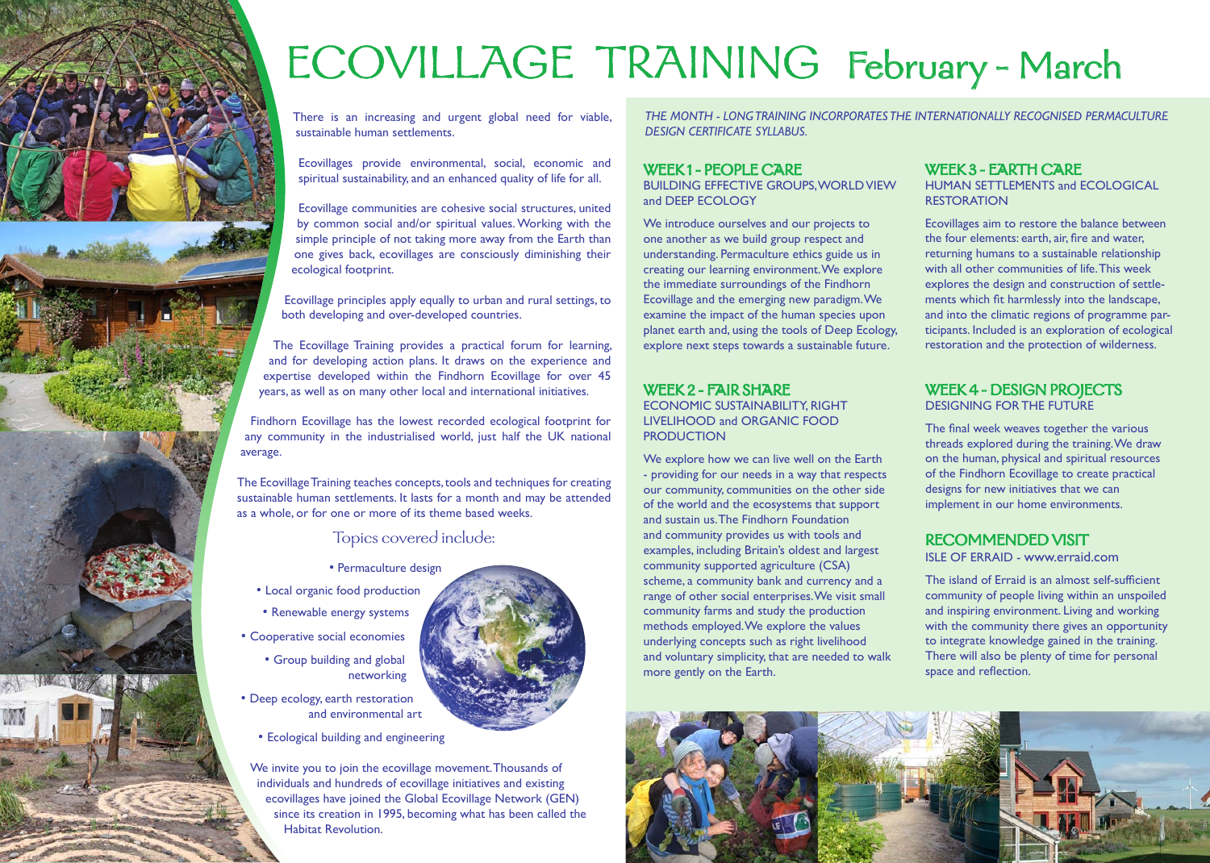# ECOVILLAGE TRAINING February - March

There is an increasing and urgent global need for viable, sustainable human settlements.

Ecovillages provide environmental, social, economic and spiritual sustainability, and an enhanced quality of life for all.

Ecovillage communities are cohesive social structures, united by common social and/or spiritual values. Working with the simple principle of not taking more away from the Earth than one gives back, ecovillages are consciously diminishing their ecological footprint.

Ecovillage principles apply equally to urban and rural settings, to both developing and over-developed countries.

The Ecovillage Training provides a practical forum for learning, and for developing action plans. It draws on the experience and expertise developed within the Findhorn Ecovillage for over 45 years, as well as on many other local and international initiatives.

Findhorn Ecovillage has the lowest recorded ecological footprint for any community in the industrialised world, just half the UK national average.

The Ecovillage Training teaches concepts, tools and techniques for creating sustainable human settlements. It lasts for a month and may be attended as a whole, or for one or more of its theme based weeks.

## Topics covered include:

- Permaculture design
- Local organic food production
- Renewable energy systems
- Cooperative social economies
- Group building and global networking
- Deep ecology, earth restoration and environmental art
- Ecological building and engineering

We invite you to join the ecovillage movement. Thousands of individuals and hundreds of ecovillage initiatives and existing ecovillages have joined the Global Ecovillage Network (GEN) since its creation in 1995, becoming what has been called the Habitat Revolution.

*THE MONTH - LONG TRAINING INCORPORATES THE INTERNATIONALLY RECOGNISED PERMACULTURE DESIGN CERTIFICATE SYLLABUS.*

### WEEK 1 - PEOPLE CARE

BUILDING EFFECTIVE GROUPS, WORLD VIEW and DEEP ECOLOGY

We introduce ourselves and our projects to one another as we build group respect and understanding. Permaculture ethics guide us in creating our learning environment. We explore the immediate surroundings of the Findhorn Ecovillage and the emerging new paradigm. We examine the impact of the human species upon planet earth and, using the tools of Deep Ecology, explore next steps towards a sustainable future.

### WEEK 2 - FAIR SHARE

ECONOMIC SUSTAINABILITY, RIGHT LIVELIHOOD and ORGANIC FOOD PRODUCTION

We explore how we can live well on the Earth - providing for our needs in a way that respects our community, communities on the other side of the world and the ecosystems that support and sustain us. The Findhorn Foundation and community provides us with tools and examples, including Britain's oldest and largest community supported agriculture (CSA) scheme, a community bank and currency and a range of other social enterprises. We visit small community farms and study the production methods employed. We explore the values underlying concepts such as right livelihood and voluntary simplicity, that are needed to walk more gently on the Earth.

### WEEK 3 - EARTH CARE

HUMAN SETTLEMENTS and ECOLOGICAL RESTORATION

Ecovillages aim to restore the balance between the four elements: earth, air, fire and water, returning humans to a sustainable relationship with all other communities of life. This week explores the design and construction of settlements which fit harmlessly into the landscape, and into the climatic regions of programme participants. Included is an exploration of ecological restoration and the protection of wilderness.

### WEEK 4 - DESIGN PROJECTS

DESIGNING FOR THE FUTURE

The final week weaves together the various threads explored during the training. We draw on the human, physical and spiritual resources of the Findhorn Ecovillage to create practical designs for new initiatives that we can implement in our home environments.

### RECOMMENDED VISIT

ISLE OF ERRAID - www.erraid.com

The island of Erraid is an almost self-sufficient community of people living within an unspoiled and inspiring environment. Living and working with the community there gives an opportunity to integrate knowledge gained in the training. There will also be plenty of time for personal space and reflection.